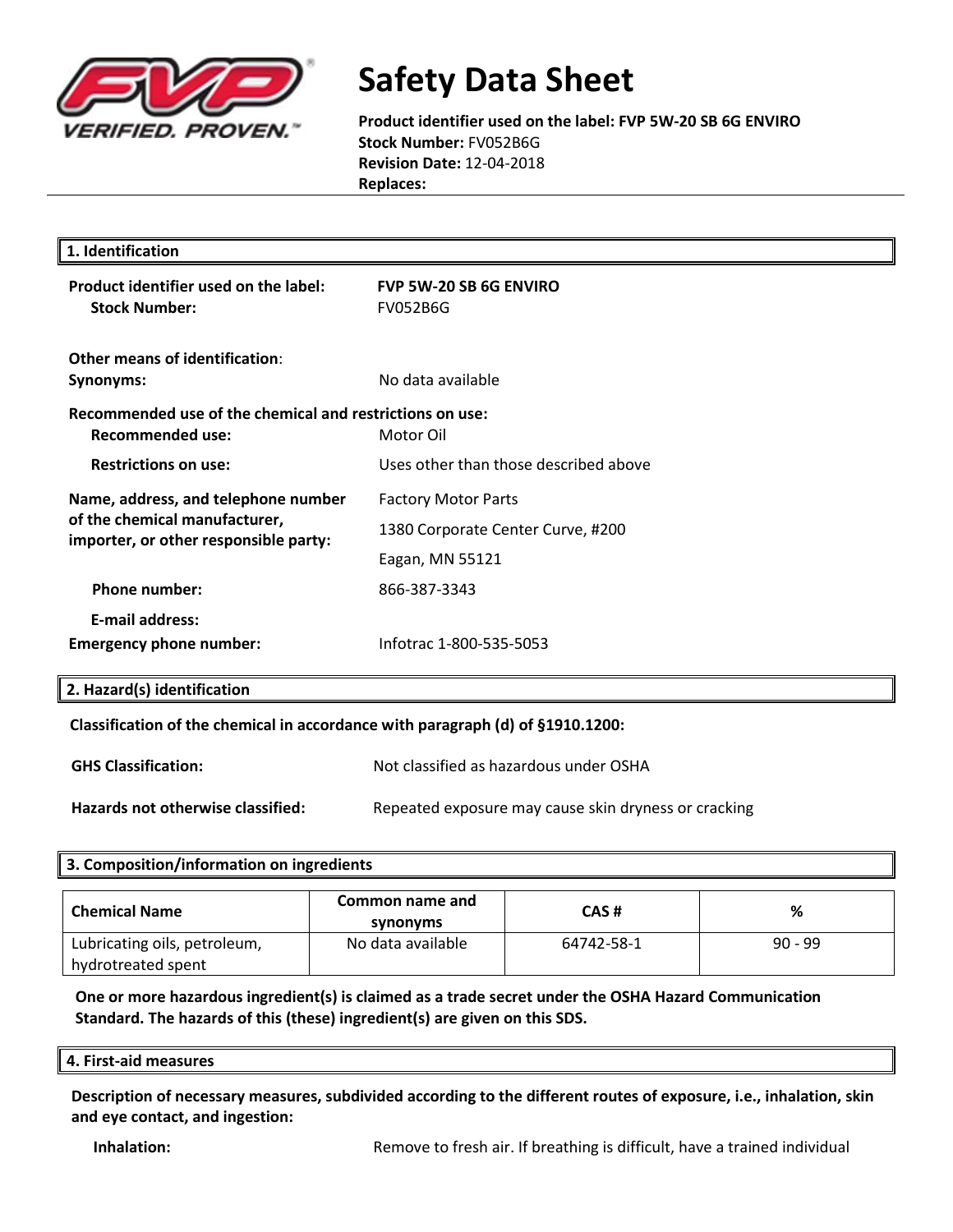# Safety Data Sheet

**Product identifier used on the label: FVP 5W-20 SB 6G ENVIRO**
**Stock Number:** FV052B6G
**Revision Date:** 12-04-2018
**Replaces:**

## 1. Identification

**Product identifier used on the label:** **FVP 5W-20 SB 6G ENVIRO**
**Stock Number:** FV052B6G

**Other means of identification**:
**Synonyms:** No data available

**Recommended use of the chemical and restrictions on use:**
**Recommended use:** Motor Oil
**Restrictions on use:** Uses other than those described above

**Name, address, and telephone number of the chemical manufacturer, importer, or other responsible party:**
Factory Motor Parts
1380 Corporate Center Curve, #200
Eagan, MN 55121

**Phone number:** 866-387-3343

**E-mail address:**

**Emergency phone number:** Infotrac 1-800-535-5053

## 2. Hazard(s) identification

**Classification of the chemical in accordance with paragraph (d) of §1910.1200:**

**GHS Classification:** Not classified as hazardous under OSHA

**Hazards not otherwise classified:** Repeated exposure may cause skin dryness or cracking

## 3. Composition/information on ingredients

| Chemical Name | Common name and synonyms | CAS # | % |
|---|---|---|---|
| Lubricating oils, petroleum, hydrotreated spent | No data available | 64742-58-1 | 90 - 99 |

**One or more hazardous ingredient(s) is claimed as a trade secret under the OSHA Hazard Communication Standard. The hazards of this (these) ingredient(s) are given on this SDS.**

## 4. First-aid measures

**Description of necessary measures, subdivided according to the different routes of exposure, i.e., inhalation, skin and eye contact, and ingestion:**

**Inhalation:** Remove to fresh air. If breathing is difficult, have a trained individual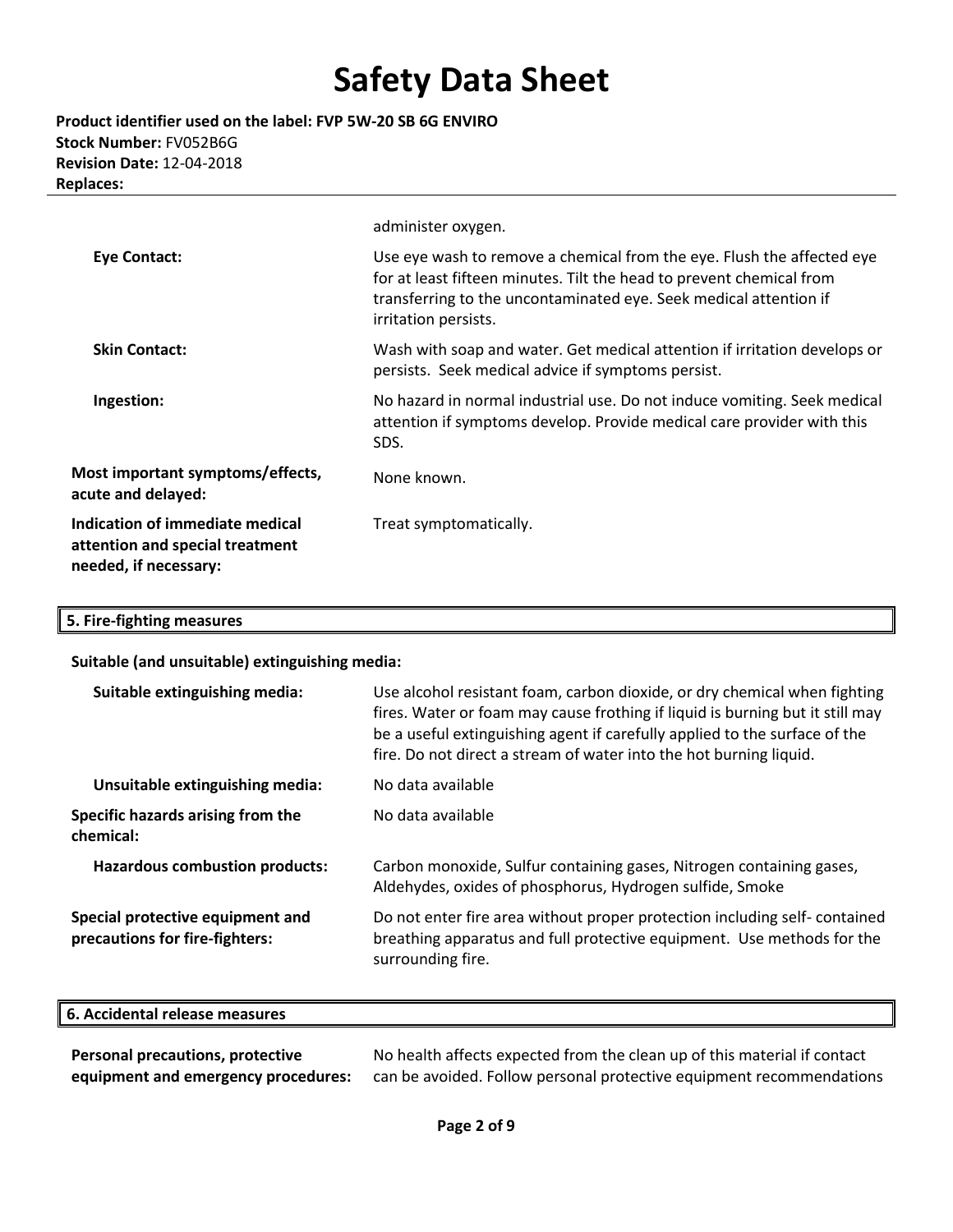# Safety Data Sheet

**Product identifier used on the label: FVP 5W-20 SB 6G ENVIRO**
**Stock Number:** FV052B6G
**Revision Date:** 12-04-2018
**Replaces:**

administer oxygen.

**Eye Contact:** Use eye wash to remove a chemical from the eye. Flush the affected eye for at least fifteen minutes. Tilt the head to prevent chemical from transferring to the uncontaminated eye. Seek medical attention if irritation persists.

**Skin Contact:** Wash with soap and water. Get medical attention if irritation develops or persists. Seek medical advice if symptoms persist.

**Ingestion:** No hazard in normal industrial use. Do not induce vomiting. Seek medical attention if symptoms develop. Provide medical care provider with this SDS.

**Most important symptoms/effects, acute and delayed:** None known.

**Indication of immediate medical attention and special treatment needed, if necessary:** Treat symptomatically.

## 5. Fire-fighting measures

**Suitable (and unsuitable) extinguishing media:**

**Suitable extinguishing media:** Use alcohol resistant foam, carbon dioxide, or dry chemical when fighting fires. Water or foam may cause frothing if liquid is burning but it still may be a useful extinguishing agent if carefully applied to the surface of the fire. Do not direct a stream of water into the hot burning liquid.

**Unsuitable extinguishing media:** No data available

**Specific hazards arising from the chemical:** No data available

**Hazardous combustion products:** Carbon monoxide, Sulfur containing gases, Nitrogen containing gases, Aldehydes, oxides of phosphorus, Hydrogen sulfide, Smoke

**Special protective equipment and precautions for fire-fighters:** Do not enter fire area without proper protection including self- contained breathing apparatus and full protective equipment. Use methods for the surrounding fire.

## 6. Accidental release measures

**Personal precautions, protective equipment and emergency procedures:** No health affects expected from the clean up of this material if contact can be avoided. Follow personal protective equipment recommendations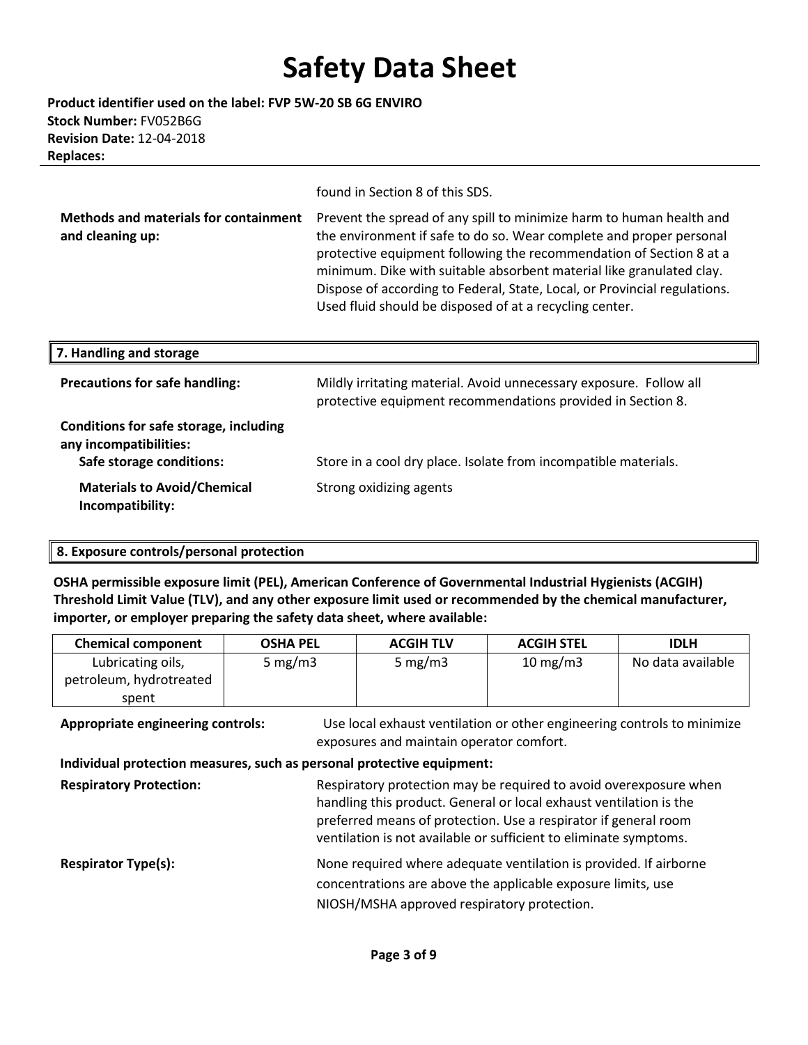found in Section 8 of this SDS.

**Methods and materials for containment and cleaning up:** Prevent the spread of any spill to minimize harm to human health and the environment if safe to do so. Wear complete and proper personal protective equipment following the recommendation of Section 8 at a minimum. Dike with suitable absorbent material like granulated clay. Dispose of according to Federal, State, Local, or Provincial regulations. Used fluid should be disposed of at a recycling center.

## 7. Handling and storage

**Precautions for safe handling:** Mildly irritating material. Avoid unnecessary exposure. Follow all protective equipment recommendations provided in Section 8.

**Conditions for safe storage, including any incompatibilities:**

**Safe storage conditions:** Store in a cool dry place. Isolate from incompatible materials.

**Materials to Avoid/Chemical Incompatibility:** Strong oxidizing agents

## 8. Exposure controls/personal protection

**OSHA permissible exposure limit (PEL), American Conference of Governmental Industrial Hygienists (ACGIH) Threshold Limit Value (TLV), and any other exposure limit used or recommended by the chemical manufacturer, importer, or employer preparing the safety data sheet, where available:**

| Chemical component | OSHA PEL | ACGIH TLV | ACGIH STEL | IDLH |
|---|---|---|---|---|
| Lubricating oils, petroleum, hydrotreated spent | 5 mg/m3 | 5 mg/m3 | 10 mg/m3 | No data available |

**Appropriate engineering controls:** Use local exhaust ventilation or other engineering controls to minimize exposures and maintain operator comfort.

**Individual protection measures, such as personal protective equipment:**

**Respiratory Protection:** Respiratory protection may be required to avoid overexposure when handling this product. General or local exhaust ventilation is the preferred means of protection. Use a respirator if general room ventilation is not available or sufficient to eliminate symptoms.

**Respirator Type(s):** None required where adequate ventilation is provided. If airborne concentrations are above the applicable exposure limits, use NIOSH/MSHA approved respiratory protection.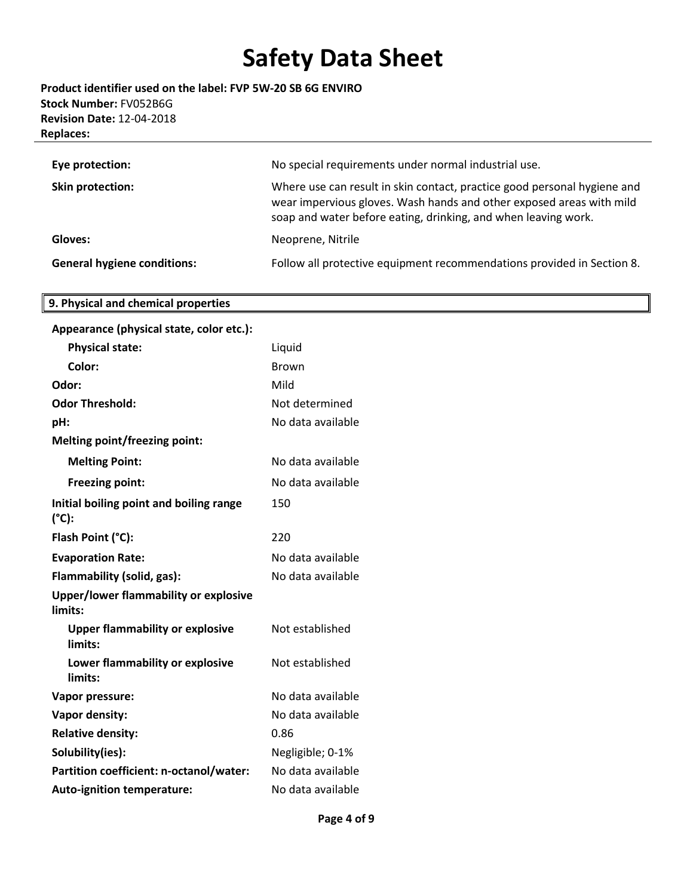| | |
|---|---|
| **Eye protection:** | No special requirements under normal industrial use. |
| **Skin protection:** | Where use can result in skin contact, practice good personal hygiene and wear impervious gloves. Wash hands and other exposed areas with mild soap and water before eating, drinking, and when leaving work. |
| **Gloves:** | Neoprene, Nitrile |
| **General hygiene conditions:** | Follow all protective equipment recommendations provided in Section 8. |

## 9. Physical and chemical properties

| | |
|---|---|
| **Appearance (physical state, color etc.):** | |
| **Physical state:** | Liquid |
| **Color:** | Brown |
| **Odor:** | Mild |
| **Odor Threshold:** | Not determined |
| **pH:** | No data available |
| **Melting point/freezing point:** | |
| **Melting Point:** | No data available |
| **Freezing point:** | No data available |
| **Initial boiling point and boiling range (°C):** | 150 |
| **Flash Point (°C):** | 220 |
| **Evaporation Rate:** | No data available |
| **Flammability (solid, gas):** | No data available |
| **Upper/lower flammability or explosive limits:** | |
| **Upper flammability or explosive limits:** | Not established |
| **Lower flammability or explosive limits:** | Not established |
| **Vapor pressure:** | No data available |
| **Vapor density:** | No data available |
| **Relative density:** | 0.86 |
| **Solubility(ies):** | Negligible; 0-1% |
| **Partition coefficient: n-octanol/water:** | No data available |
| **Auto-ignition temperature:** | No data available |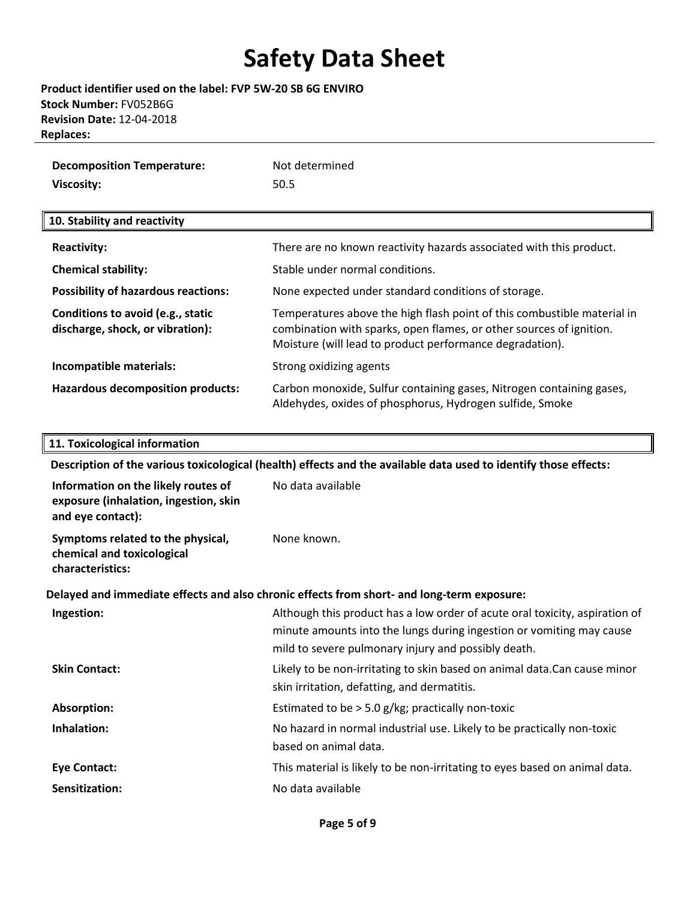# Safety Data Sheet

**Product identifier used on the label: FVP 5W-20 SB 6G ENVIRO**
**Stock Number:** FV052B6G
**Revision Date:** 12-04-2018
**Replaces:**

| | |
|---|---|
| **Decomposition Temperature:** | Not determined |
| **Viscosity:** | 50.5 |

## 10. Stability and reactivity

| | |
|---|---|
| **Reactivity:** | There are no known reactivity hazards associated with this product. |
| **Chemical stability:** | Stable under normal conditions. |
| **Possibility of hazardous reactions:** | None expected under standard conditions of storage. |
| **Conditions to avoid (e.g., static discharge, shock, or vibration):** | Temperatures above the high flash point of this combustible material in combination with sparks, open flames, or other sources of ignition. Moisture (will lead to product performance degradation). |
| **Incompatible materials:** | Strong oxidizing agents |
| **Hazardous decomposition products:** | Carbon monoxide, Sulfur containing gases, Nitrogen containing gases, Aldehydes, oxides of phosphorus, Hydrogen sulfide, Smoke |

## 11. Toxicological information

**Description of the various toxicological (health) effects and the available data used to identify those effects:**

| | |
|---|---|
| **Information on the likely routes of exposure (inhalation, ingestion, skin and eye contact):** | No data available |
| **Symptoms related to the physical, chemical and toxicological characteristics:** | None known. |

**Delayed and immediate effects and also chronic effects from short- and long-term exposure:**

| | |
|---|---|
| **Ingestion:** | Although this product has a low order of acute oral toxicity, aspiration of minute amounts into the lungs during ingestion or vomiting may cause mild to severe pulmonary injury and possibly death. |
| **Skin Contact:** | Likely to be non-irritating to skin based on animal data.Can cause minor skin irritation, defatting, and dermatitis. |
| **Absorption:** | Estimated to be > 5.0 g/kg; practically non-toxic |
| **Inhalation:** | No hazard in normal industrial use. Likely to be practically non-toxic based on animal data. |
| **Eye Contact:** | This material is likely to be non-irritating to eyes based on animal data. |
| **Sensitization:** | No data available |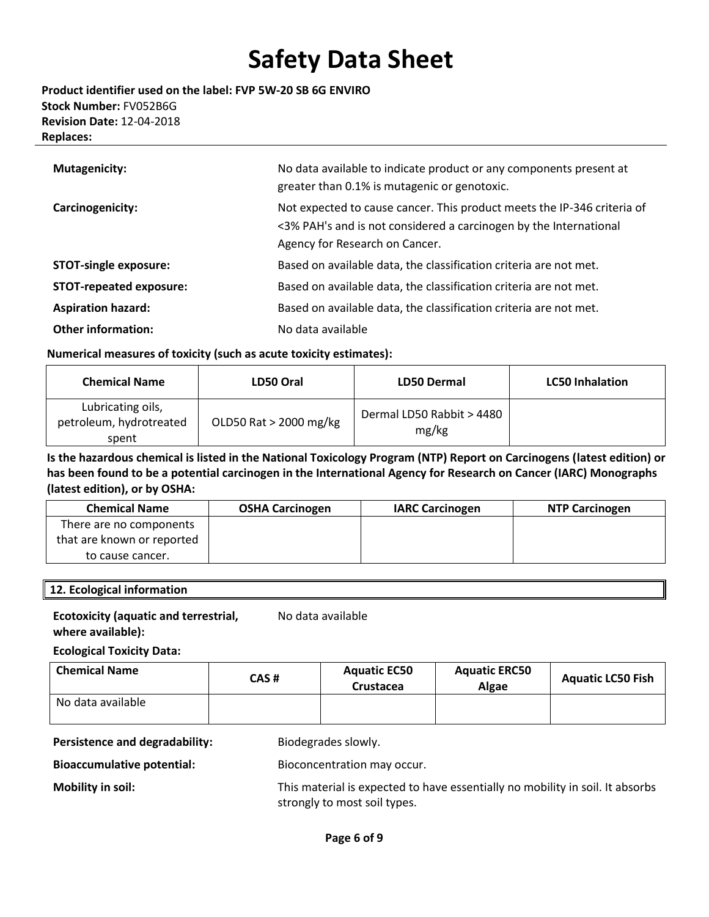# Safety Data Sheet

**Product identifier used on the label: FVP 5W-20 SB 6G ENVIRO**
**Stock Number:** FV052B6G
**Revision Date:** 12-04-2018
**Replaces:**

**Mutagenicity:** No data available to indicate product or any components present at greater than 0.1% is mutagenic or genotoxic.

**Carcinogenicity:** Not expected to cause cancer. This product meets the IP-346 criteria of <3% PAH's and is not considered a carcinogen by the International Agency for Research on Cancer.

**STOT-single exposure:** Based on available data, the classification criteria are not met.

**STOT-repeated exposure:** Based on available data, the classification criteria are not met.

**Aspiration hazard:** Based on available data, the classification criteria are not met.

**Other information:** No data available

**Numerical measures of toxicity (such as acute toxicity estimates):**

| Chemical Name | LD50 Oral | LD50 Dermal | LC50 Inhalation |
|---|---|---|---|
| Lubricating oils, petroleum, hydrotreated spent | OLD50 Rat > 2000 mg/kg | Dermal LD50 Rabbit > 4480 mg/kg | |

**Is the hazardous chemical is listed in the National Toxicology Program (NTP) Report on Carcinogens (latest edition) or has been found to be a potential carcinogen in the International Agency for Research on Cancer (IARC) Monographs (latest edition), or by OSHA:**

| Chemical Name | OSHA Carcinogen | IARC Carcinogen | NTP Carcinogen |
|---|---|---|---|
| There are no components that are known or reported to cause cancer. | | | |

## 12. Ecological information

**Ecotoxicity (aquatic and terrestrial, where available):** No data available

**Ecological Toxicity Data:**

| Chemical Name | CAS # | Aquatic EC50 Crustacea | Aquatic ERC50 Algae | Aquatic LC50 Fish |
|---|---|---|---|---|
| No data available | | | | |

**Persistence and degradability:** Biodegrades slowly.

**Bioaccumulative potential:** Bioconcentration may occur.

**Mobility in soil:** This material is expected to have essentially no mobility in soil. It absorbs strongly to most soil types.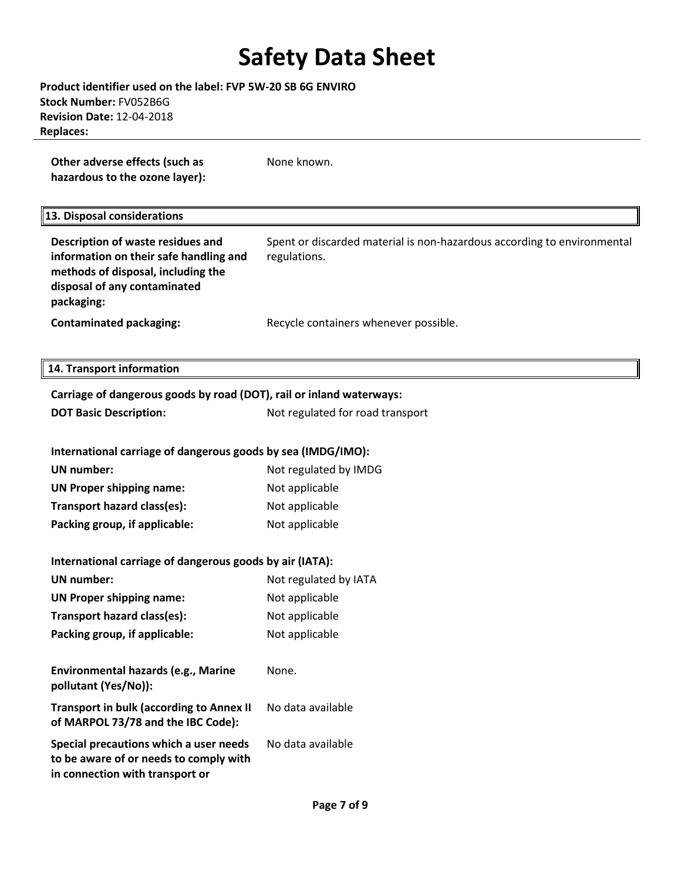| | |
|---|---|
| **Other adverse effects (such as hazardous to the ozone layer):** | None known. |

## 13. Disposal considerations

| | |
|---|---|
| **Description of waste residues and information on their safe handling and methods of disposal, including the disposal of any contaminated packaging:** | Spent or discarded material is non-hazardous according to environmental regulations. |
| **Contaminated packaging:** | Recycle containers whenever possible. |

## 14. Transport information

**Carriage of dangerous goods by road (DOT), rail or inland waterways:**

| | |
|---|---|
| **DOT Basic Description:** | Not regulated for road transport |

**International carriage of dangerous goods by sea (IMDG/IMO):**

| | |
|---|---|
| **UN number:** | Not regulated by IMDG |
| **UN Proper shipping name:** | Not applicable |
| **Transport hazard class(es):** | Not applicable |
| **Packing group, if applicable:** | Not applicable |

**International carriage of dangerous goods by air (IATA):**

| | |
|---|---|
| **UN number:** | Not regulated by IATA |
| **UN Proper shipping name:** | Not applicable |
| **Transport hazard class(es):** | Not applicable |
| **Packing group, if applicable:** | Not applicable |

| | |
|---|---|
| **Environmental hazards (e.g., Marine pollutant (Yes/No)):** | None. |
| **Transport in bulk (according to Annex II of MARPOL 73/78 and the IBC Code):** | No data available |
| **Special precautions which a user needs to be aware of or needs to comply with in connection with transport or** | No data available |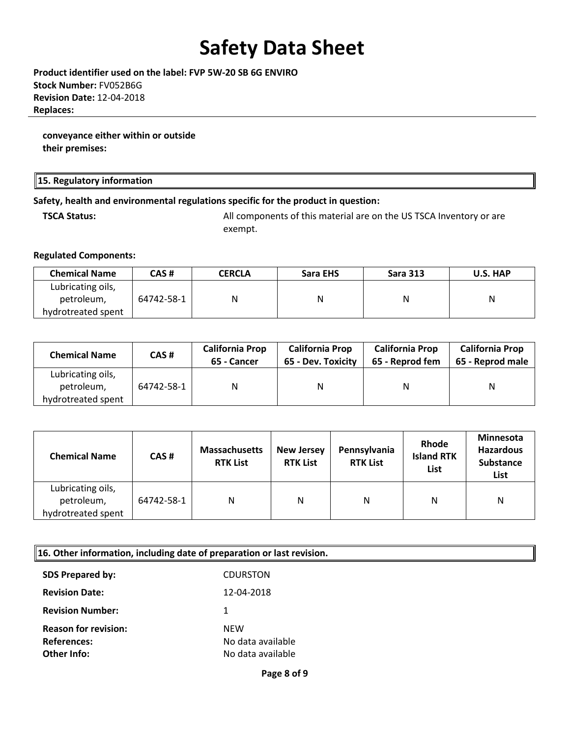**conveyance either within or outside their premises:**

## 15. Regulatory information

**Safety, health and environmental regulations specific for the product in question:**

**TSCA Status:** All components of this material are on the US TSCA Inventory or are exempt.

**Regulated Components:**

| Chemical Name | CAS # | CERCLA | Sara EHS | Sara 313 | U.S. HAP |
|---|---|---|---|---|---|
| Lubricating oils, petroleum, hydrotreated spent | 64742-58-1 | N | N | N | N |

| Chemical Name | CAS # | California Prop 65 - Cancer | California Prop 65 - Dev. Toxicity | California Prop 65 - Reprod fem | California Prop 65 - Reprod male |
|---|---|---|---|---|---|
| Lubricating oils, petroleum, hydrotreated spent | 64742-58-1 | N | N | N | N |

| Chemical Name | CAS # | Massachusetts RTK List | New Jersey RTK List | Pennsylvania RTK List | Rhode Island RTK List | Minnesota Hazardous Substance List |
|---|---|---|---|---|---|---|
| Lubricating oils, petroleum, hydrotreated spent | 64742-58-1 | N | N | N | N | N |

## 16. Other information, including date of preparation or last revision.

**SDS Prepared by:** CDURSTON

**Revision Date:** 12-04-2018

**Revision Number:** 1

**Reason for revision:** NEW

**References:** No data available

**Other Info:** No data available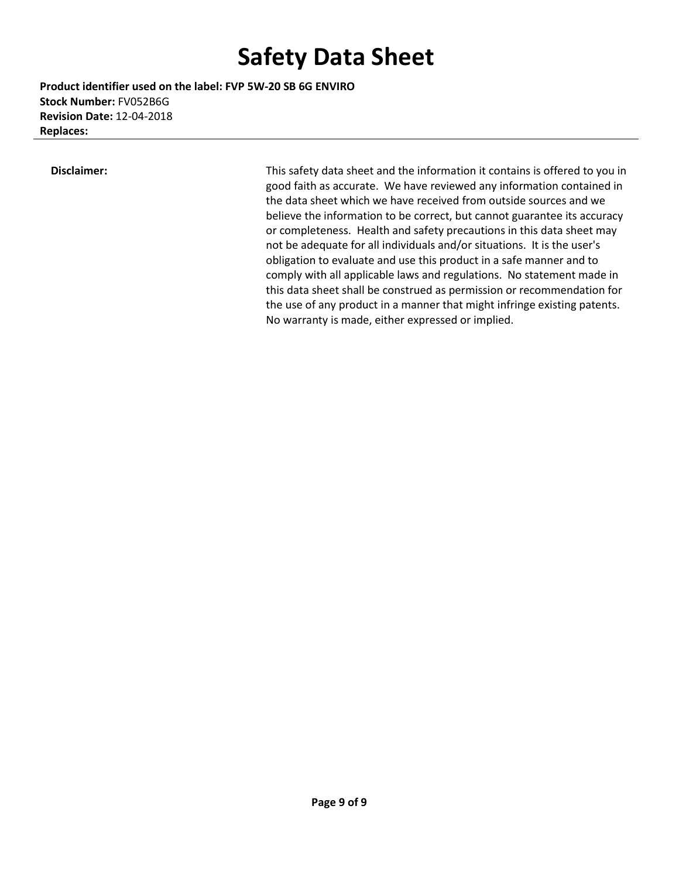**Disclaimer:**

This safety data sheet and the information it contains is offered to you in good faith as accurate. We have reviewed any information contained in the data sheet which we have received from outside sources and we believe the information to be correct, but cannot guarantee its accuracy or completeness. Health and safety precautions in this data sheet may not be adequate for all individuals and/or situations. It is the user's obligation to evaluate and use this product in a safe manner and to comply with all applicable laws and regulations. No statement made in this data sheet shall be construed as permission or recommendation for the use of any product in a manner that might infringe existing patents. No warranty is made, either expressed or implied.